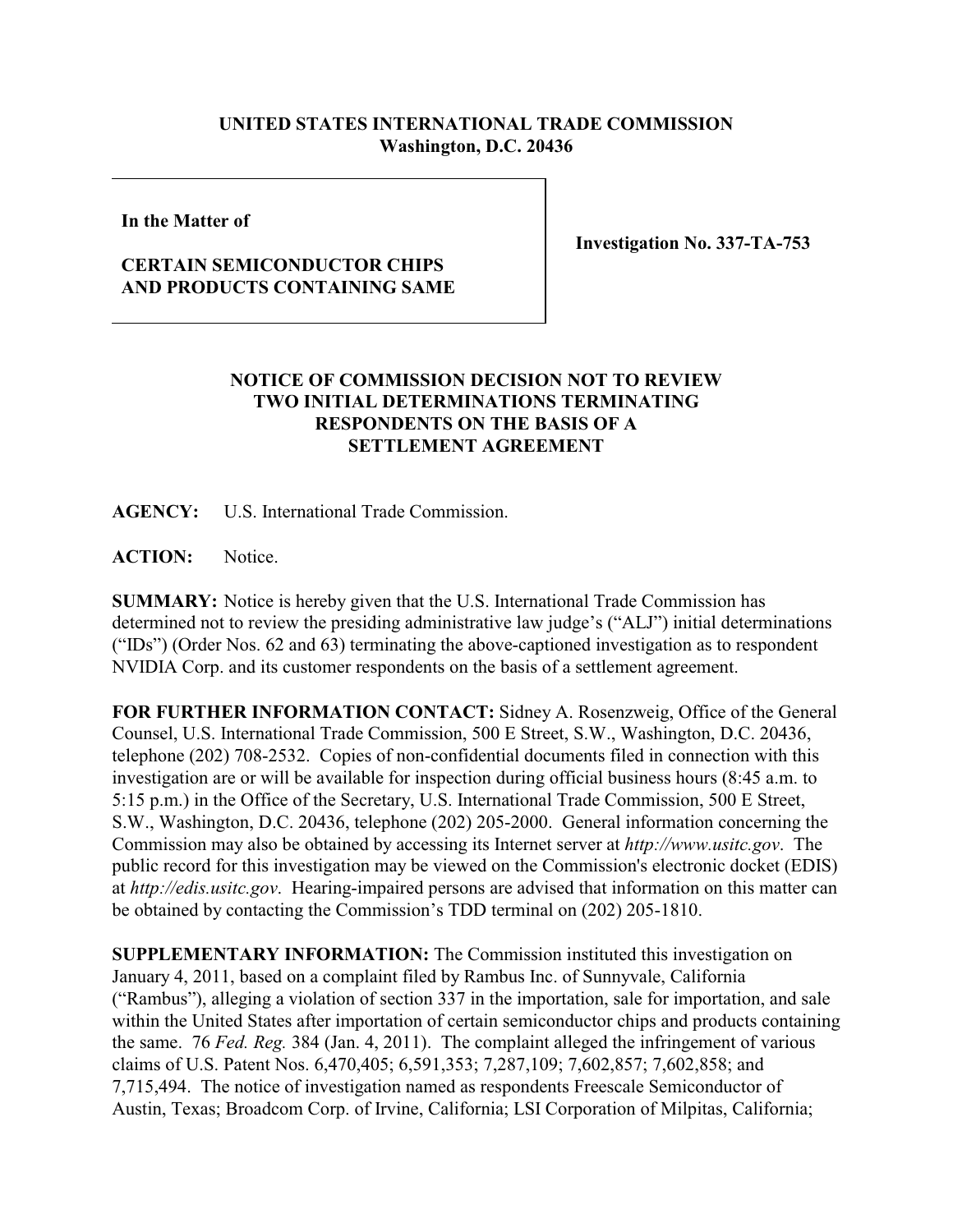**UNITED STATES INTERNATIONAL TRADE COMMISSION**
**Washington, D.C. 20436**

| **In the Matter of** **CERTAIN SEMICONDUCTOR CHIPS AND PRODUCTS CONTAINING SAME** | **Investigation No. 337-TA-753** |
| --- | --- |

**NOTICE OF COMMISSION DECISION NOT TO REVIEW TWO INITIAL DETERMINATIONS TERMINATING RESPONDENTS ON THE BASIS OF A SETTLEMENT AGREEMENT**

**AGENCY:** U.S. International Trade Commission.

**ACTION:** Notice.

**SUMMARY:** Notice is hereby given that the U.S. International Trade Commission has determined not to review the presiding administrative law judge's ("ALJ") initial determinations ("IDs") (Order Nos. 62 and 63) terminating the above-captioned investigation as to respondent NVIDIA Corp. and its customer respondents on the basis of a settlement agreement.

**FOR FURTHER INFORMATION CONTACT:** Sidney A. Rosenzweig, Office of the General Counsel, U.S. International Trade Commission, 500 E Street, S.W., Washington, D.C. 20436, telephone (202) 708-2532. Copies of non-confidential documents filed in connection with this investigation are or will be available for inspection during official business hours (8:45 a.m. to 5:15 p.m.) in the Office of the Secretary, U.S. International Trade Commission, 500 E Street, S.W., Washington, D.C. 20436, telephone (202) 205-2000. General information concerning the Commission may also be obtained by accessing its Internet server at *http://www.usitc.gov*. The public record for this investigation may be viewed on the Commission's electronic docket (EDIS) at *http://edis.usitc.gov*. Hearing-impaired persons are advised that information on this matter can be obtained by contacting the Commission's TDD terminal on (202) 205-1810.

**SUPPLEMENTARY INFORMATION:** The Commission instituted this investigation on January 4, 2011, based on a complaint filed by Rambus Inc. of Sunnyvale, California ("Rambus"), alleging a violation of section 337 in the importation, sale for importation, and sale within the United States after importation of certain semiconductor chips and products containing the same. 76 *Fed. Reg.* 384 (Jan. 4, 2011). The complaint alleged the infringement of various claims of U.S. Patent Nos. 6,470,405; 6,591,353; 7,287,109; 7,602,857; 7,602,858; and 7,715,494. The notice of investigation named as respondents Freescale Semiconductor of Austin, Texas; Broadcom Corp. of Irvine, California; LSI Corporation of Milpitas, California;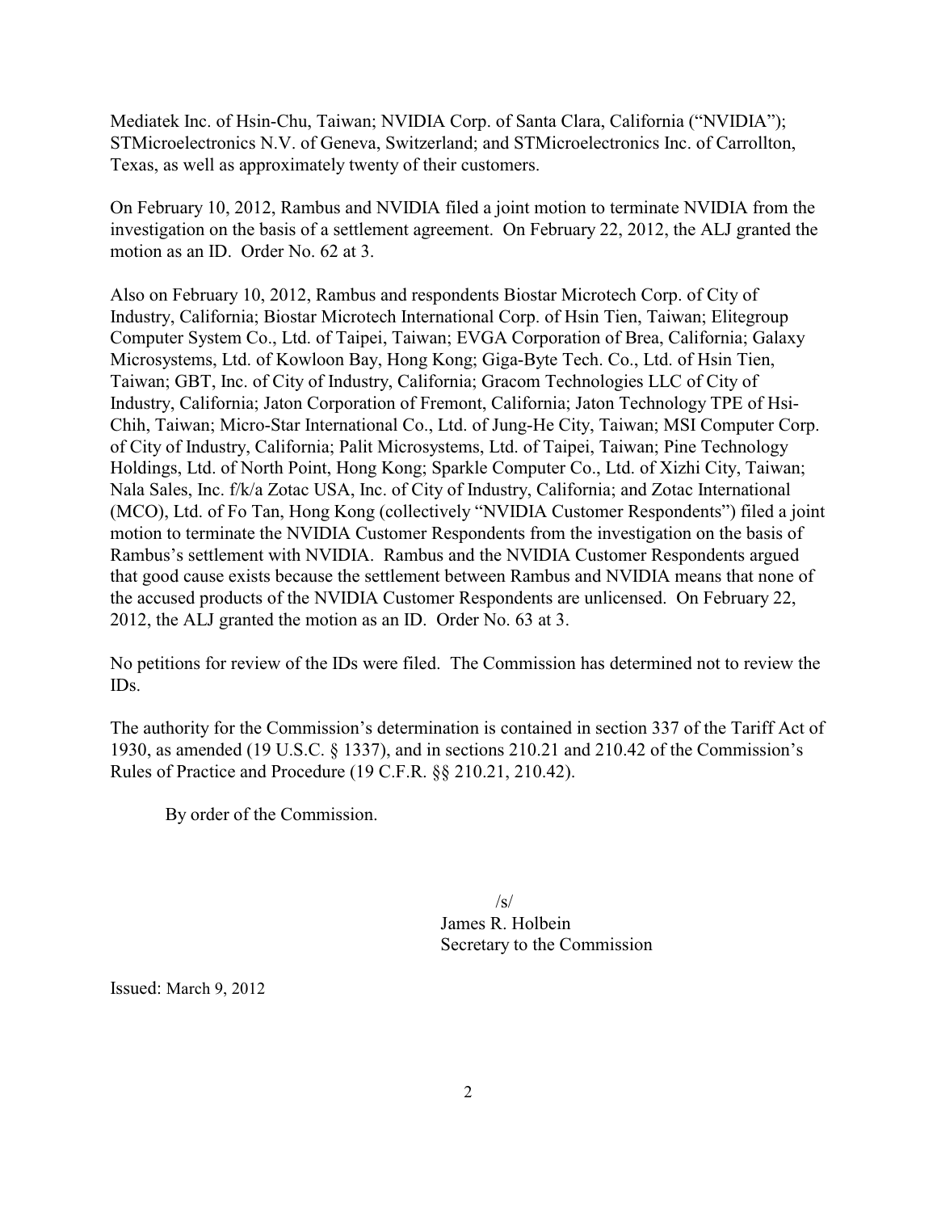Mediatek Inc. of Hsin-Chu, Taiwan; NVIDIA Corp. of Santa Clara, California ("NVIDIA"); STMicroelectronics N.V. of Geneva, Switzerland; and STMicroelectronics Inc. of Carrollton, Texas, as well as approximately twenty of their customers.

On February 10, 2012, Rambus and NVIDIA filed a joint motion to terminate NVIDIA from the investigation on the basis of a settlement agreement. On February 22, 2012, the ALJ granted the motion as an ID. Order No. 62 at 3.

Also on February 10, 2012, Rambus and respondents Biostar Microtech Corp. of City of Industry, California; Biostar Microtech International Corp. of Hsin Tien, Taiwan; Elitegroup Computer System Co., Ltd. of Taipei, Taiwan; EVGA Corporation of Brea, California; Galaxy Microsystems, Ltd. of Kowloon Bay, Hong Kong; Giga-Byte Tech. Co., Ltd. of Hsin Tien, Taiwan; GBT, Inc. of City of Industry, California; Gracom Technologies LLC of City of Industry, California; Jaton Corporation of Fremont, California; Jaton Technology TPE of Hsi-Chih, Taiwan; Micro-Star International Co., Ltd. of Jung-He City, Taiwan; MSI Computer Corp. of City of Industry, California; Palit Microsystems, Ltd. of Taipei, Taiwan; Pine Technology Holdings, Ltd. of North Point, Hong Kong; Sparkle Computer Co., Ltd. of Xizhi City, Taiwan; Nala Sales, Inc. f/k/a Zotac USA, Inc. of City of Industry, California; and Zotac International (MCO), Ltd. of Fo Tan, Hong Kong (collectively "NVIDIA Customer Respondents") filed a joint motion to terminate the NVIDIA Customer Respondents from the investigation on the basis of Rambus's settlement with NVIDIA. Rambus and the NVIDIA Customer Respondents argued that good cause exists because the settlement between Rambus and NVIDIA means that none of the accused products of the NVIDIA Customer Respondents are unlicensed. On February 22, 2012, the ALJ granted the motion as an ID. Order No. 63 at 3.

No petitions for review of the IDs were filed. The Commission has determined not to review the IDs.

The authority for the Commission's determination is contained in section 337 of the Tariff Act of 1930, as amended (19 U.S.C. § 1337), and in sections 210.21 and 210.42 of the Commission's Rules of Practice and Procedure (19 C.F.R. §§ 210.21, 210.42).

By order of the Commission.

/s/
James R. Holbein
Secretary to the Commission

Issued: March 9, 2012